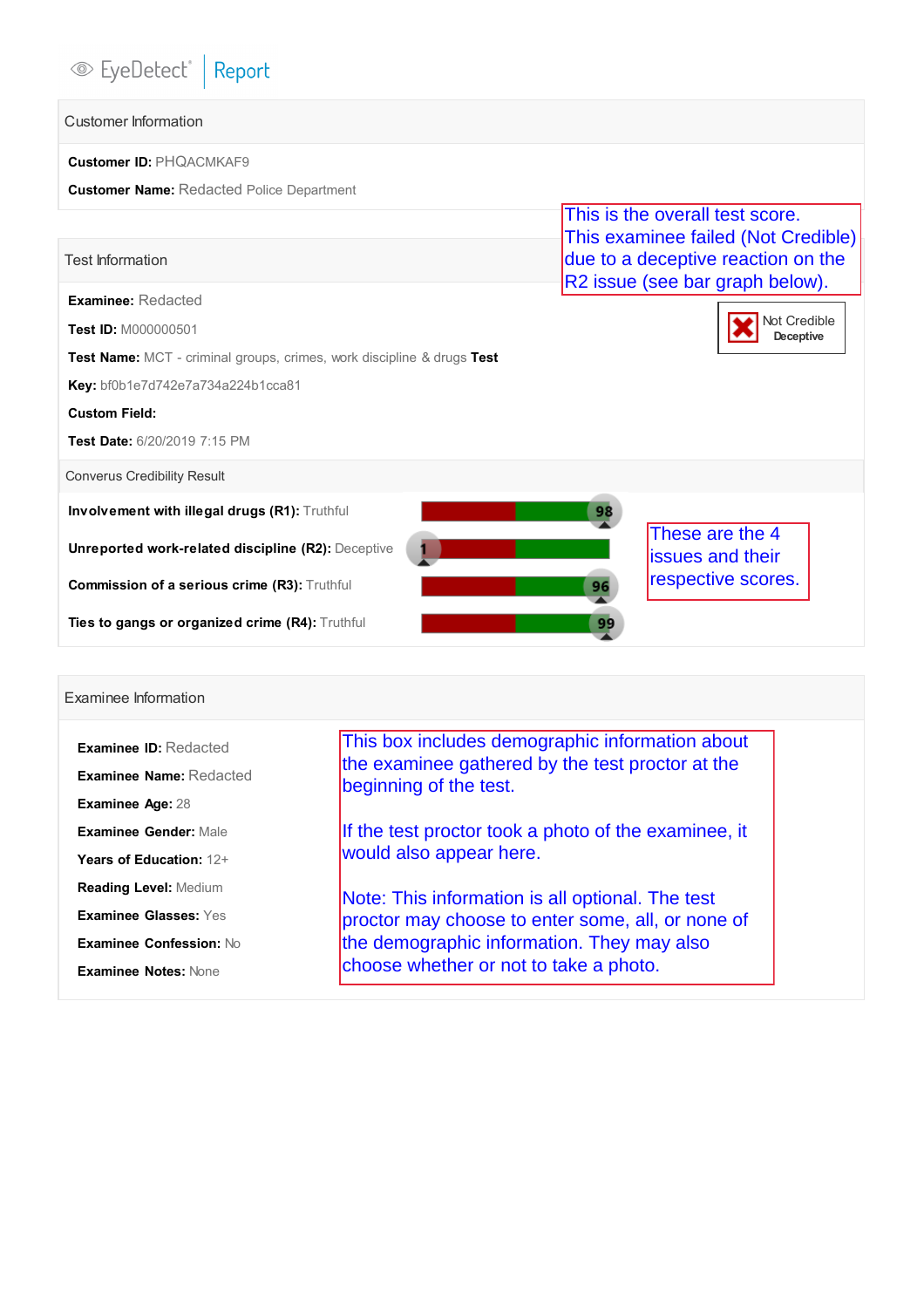EyeDetect® | Report

## Customer Information

**Customer ID:** PHQACMKAF9

**Customer Name:** Redacted Police Department

## Test Information

This is the overall test score. This examinee failed (Not Credible) due to a deceptive reaction on the R2 issue (see bar graph below).

**Not Credible**
**Deceptive**

**Examinee:** Redacted

**Test ID:** M000000501

**Test Name:** MCT - criminal groups, crimes, work discipline & drugs **Test**

**Key:** bf0b1e7d742e7a734a224b1cca81

**Custom Field:**

**Test Date:** 6/20/2019 7:15 PM

## Converus Credibility Result

| Issue | Result | Score |
|---|---|---|
| **Involvement with illegal drugs (R1):** | Truthful | 98 |
| **Unreported work-related discipline (R2):** | Deceptive | 1 |
| **Commission of a serious crime (R3):** | Truthful | 96 |
| **Ties to gangs or organized crime (R4):** | Truthful | 99 |

These are the 4 issues and their respective scores.

## Examinee Information

**Examinee ID:** Redacted

**Examinee Name:** Redacted

**Examinee Age:** 28

**Examinee Gender:** Male

**Years of Education:** 12+

**Reading Level:** Medium

**Examinee Glasses:** Yes

**Examinee Confession:** No

**Examinee Notes:** None

This box includes demographic information about the examinee gathered by the test proctor at the beginning of the test.

If the test proctor took a photo of the examinee, it would also appear here.

Note: This information is all optional. The test proctor may choose to enter some, all, or none of the demographic information. They may also choose whether or not to take a photo.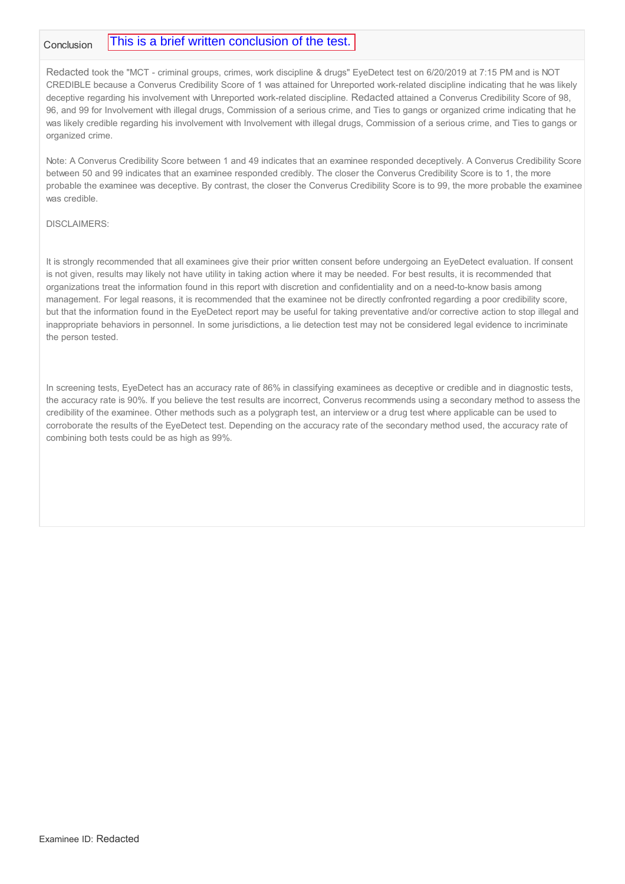Conclusion    This is a brief written conclusion of the test.

Redacted took the "MCT - criminal groups, crimes, work discipline & drugs" EyeDetect test on 6/20/2019 at 7:15 PM and is NOT CREDIBLE because a Converus Credibility Score of 1 was attained for Unreported work-related discipline indicating that he was likely deceptive regarding his involvement with Unreported work-related discipline. Redacted attained a Converus Credibility Score of 98, 96, and 99 for Involvement with illegal drugs, Commission of a serious crime, and Ties to gangs or organized crime indicating that he was likely credible regarding his involvement with Involvement with illegal drugs, Commission of a serious crime, and Ties to gangs or organized crime.

Note: A Converus Credibility Score between 1 and 49 indicates that an examinee responded deceptively. A Converus Credibility Score between 50 and 99 indicates that an examinee responded credibly. The closer the Converus Credibility Score is to 1, the more probable the examinee was deceptive. By contrast, the closer the Converus Credibility Score is to 99, the more probable the examinee was credible.

DISCLAIMERS:

It is strongly recommended that all examinees give their prior written consent before undergoing an EyeDetect evaluation. If consent is not given, results may likely not have utility in taking action where it may be needed. For best results, it is recommended that organizations treat the information found in this report with discretion and confidentiality and on a need-to-know basis among management. For legal reasons, it is recommended that the examinee not be directly confronted regarding a poor credibility score, but that the information found in the EyeDetect report may be useful for taking preventative and/or corrective action to stop illegal and inappropriate behaviors in personnel. In some jurisdictions, a lie detection test may not be considered legal evidence to incriminate the person tested.

In screening tests, EyeDetect has an accuracy rate of 86% in classifying examinees as deceptive or credible and in diagnostic tests, the accuracy rate is 90%. If you believe the test results are incorrect, Converus recommends using a secondary method to assess the credibility of the examinee. Other methods such as a polygraph test, an interview or a drug test where applicable can be used to corroborate the results of the EyeDetect test. Depending on the accuracy rate of the secondary method used, the accuracy rate of combining both tests could be as high as 99%.

Examinee ID: Redacted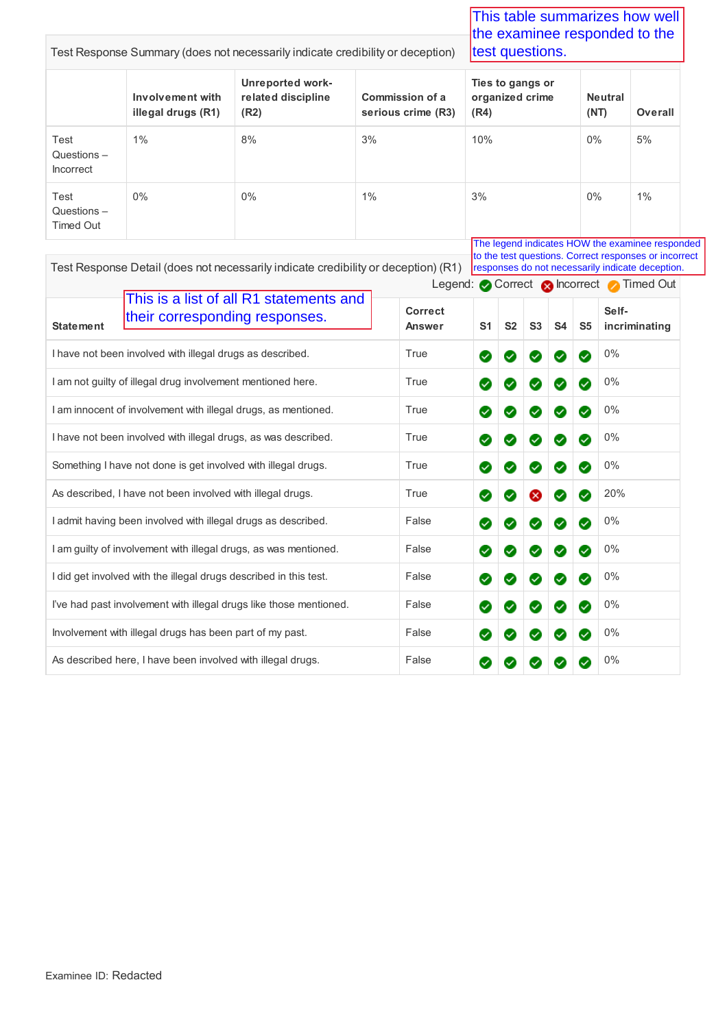This table summarizes how well the examinee responded to the test questions.

Test Response Summary (does not necessarily indicate credibility or deception)

| | Involvement with illegal drugs (R1) | Unreported work-related discipline (R2) | Commission of a serious crime (R3) | Ties to gangs or organized crime (R4) | Neutral (NT) | Overall |
|---|---|---|---|---|---|---|
| Test Questions – Incorrect | 1% | 8% | 3% | 10% | 0% | 5% |
| Test Questions – Timed Out | 0% | 0% | 1% | 3% | 0% | 1% |

The legend indicates HOW the examinee responded to the test questions. Correct responses or incorrect responses do not necessarily indicate deception.

Test Response Detail (does not necessarily indicate credibility or deception) (R1)

Legend: Correct Incorrect Timed Out

This is a list of all R1 statements and their corresponding responses.

| Statement | Correct Answer | S1 | S2 | S3 | S4 | S5 | Self-incriminating |
|---|---|---|---|---|---|---|---|
| I have not been involved with illegal drugs as described. | True | Correct | Correct | Correct | Correct | Correct | 0% |
| I am not guilty of illegal drug involvement mentioned here. | True | Correct | Correct | Correct | Correct | Correct | 0% |
| I am innocent of involvement with illegal drugs, as mentioned. | True | Correct | Correct | Correct | Correct | Correct | 0% |
| I have not been involved with illegal drugs, as was described. | True | Correct | Correct | Correct | Correct | Correct | 0% |
| Something I have not done is get involved with illegal drugs. | True | Correct | Correct | Correct | Correct | Correct | 0% |
| As described, I have not been involved with illegal drugs. | True | Correct | Correct | Incorrect | Correct | Correct | 20% |
| I admit having been involved with illegal drugs as described. | False | Correct | Correct | Correct | Correct | Correct | 0% |
| I am guilty of involvement with illegal drugs, as was mentioned. | False | Correct | Correct | Correct | Correct | Correct | 0% |
| I did get involved with the illegal drugs described in this test. | False | Correct | Correct | Correct | Correct | Correct | 0% |
| I've had past involvement with illegal drugs like those mentioned. | False | Correct | Correct | Correct | Correct | Correct | 0% |
| Involvement with illegal drugs has been part of my past. | False | Correct | Correct | Correct | Correct | Correct | 0% |
| As described here, I have been involved with illegal drugs. | False | Correct | Correct | Correct | Correct | Correct | 0% |

Examinee ID: Redacted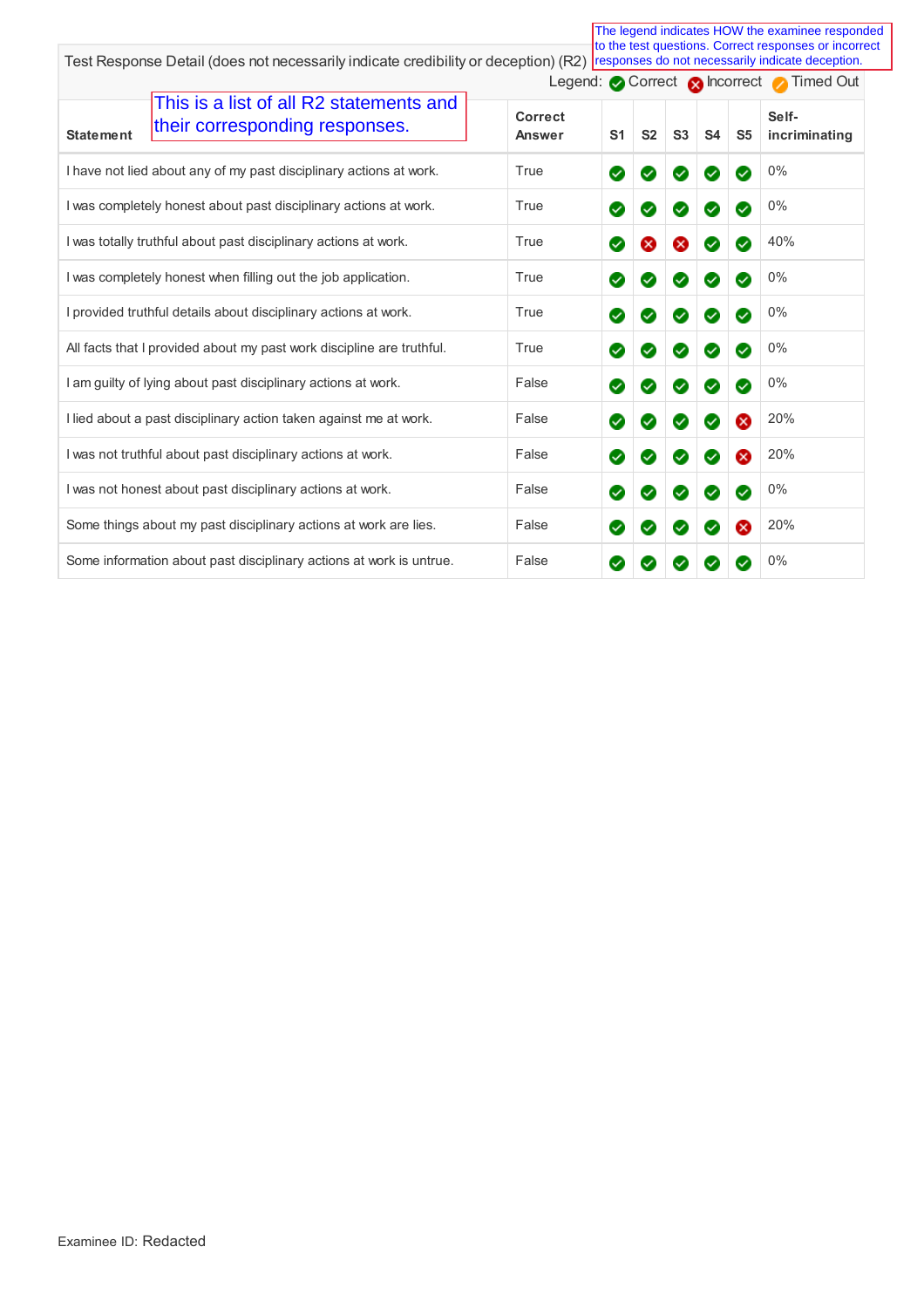The legend indicates HOW the examinee responded to the test questions. Correct responses or incorrect responses do not necessarily indicate deception.

Test Response Detail (does not necessarily indicate credibility or deception) (R2)

Legend: ✔ Correct ✖ Incorrect ✎ Timed Out

This is a list of all R2 statements and their corresponding responses.

| Statement | Correct Answer | S1 | S2 | S3 | S4 | S5 | Self-incriminating |
|---|---|---|---|---|---|---|---|
| I have not lied about any of my past disciplinary actions at work. | True | ✔ | ✔ | ✔ | ✔ | ✔ | 0% |
| I was completely honest about past disciplinary actions at work. | True | ✔ | ✔ | ✔ | ✔ | ✔ | 0% |
| I was totally truthful about past disciplinary actions at work. | True | ✔ | ✖ | ✖ | ✔ | ✔ | 40% |
| I was completely honest when filling out the job application. | True | ✔ | ✔ | ✔ | ✔ | ✔ | 0% |
| I provided truthful details about disciplinary actions at work. | True | ✔ | ✔ | ✔ | ✔ | ✔ | 0% |
| All facts that I provided about my past work discipline are truthful. | True | ✔ | ✔ | ✔ | ✔ | ✔ | 0% |
| I am guilty of lying about past disciplinary actions at work. | False | ✔ | ✔ | ✔ | ✔ | ✔ | 0% |
| I lied about a past disciplinary action taken against me at work. | False | ✔ | ✔ | ✔ | ✔ | ✖ | 20% |
| I was not truthful about past disciplinary actions at work. | False | ✔ | ✔ | ✔ | ✔ | ✖ | 20% |
| I was not honest about past disciplinary actions at work. | False | ✔ | ✔ | ✔ | ✔ | ✔ | 0% |
| Some things about my past disciplinary actions at work are lies. | False | ✔ | ✔ | ✔ | ✔ | ✖ | 20% |
| Some information about past disciplinary actions at work is untrue. | False | ✔ | ✔ | ✔ | ✔ | ✔ | 0% |

Examinee ID: Redacted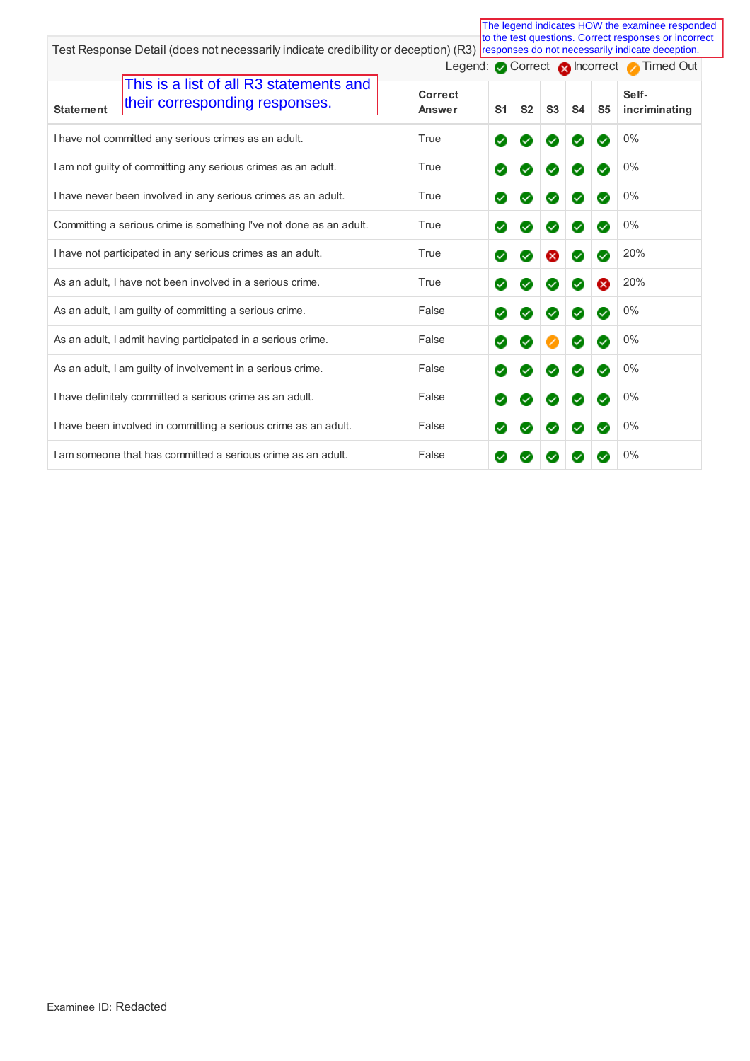Test Response Detail (does not necessarily indicate credibility or deception) (R3)

The legend indicates HOW the examinee responded to the test questions. Correct responses or incorrect responses do not necessarily indicate deception.

Legend: ✔ Correct ✖ Incorrect ⏱ Timed Out

This is a list of all R3 statements and their corresponding responses.

| Statement | Correct Answer | S1 | S2 | S3 | S4 | S5 | Self-incriminating |
|---|---|---|---|---|---|---|---|
| I have not committed any serious crimes as an adult. | True | ✔ | ✔ | ✔ | ✔ | ✔ | 0% |
| I am not guilty of committing any serious crimes as an adult. | True | ✔ | ✔ | ✔ | ✔ | ✔ | 0% |
| I have never been involved in any serious crimes as an adult. | True | ✔ | ✔ | ✔ | ✔ | ✔ | 0% |
| Committing a serious crime is something I've not done as an adult. | True | ✔ | ✔ | ✔ | ✔ | ✔ | 0% |
| I have not participated in any serious crimes as an adult. | True | ✔ | ✔ | ✖ | ✔ | ✔ | 20% |
| As an adult, I have not been involved in a serious crime. | True | ✔ | ✔ | ✔ | ✔ | ✖ | 20% |
| As an adult, I am guilty of committing a serious crime. | False | ✔ | ✔ | ✔ | ✔ | ✔ | 0% |
| As an adult, I admit having participated in a serious crime. | False | ✔ | ✔ | ⏱ | ✔ | ✔ | 0% |
| As an adult, I am guilty of involvement in a serious crime. | False | ✔ | ✔ | ✔ | ✔ | ✔ | 0% |
| I have definitely committed a serious crime as an adult. | False | ✔ | ✔ | ✔ | ✔ | ✔ | 0% |
| I have been involved in committing a serious crime as an adult. | False | ✔ | ✔ | ✔ | ✔ | ✔ | 0% |
| I am someone that has committed a serious crime as an adult. | False | ✔ | ✔ | ✔ | ✔ | ✔ | 0% |

Examinee ID: Redacted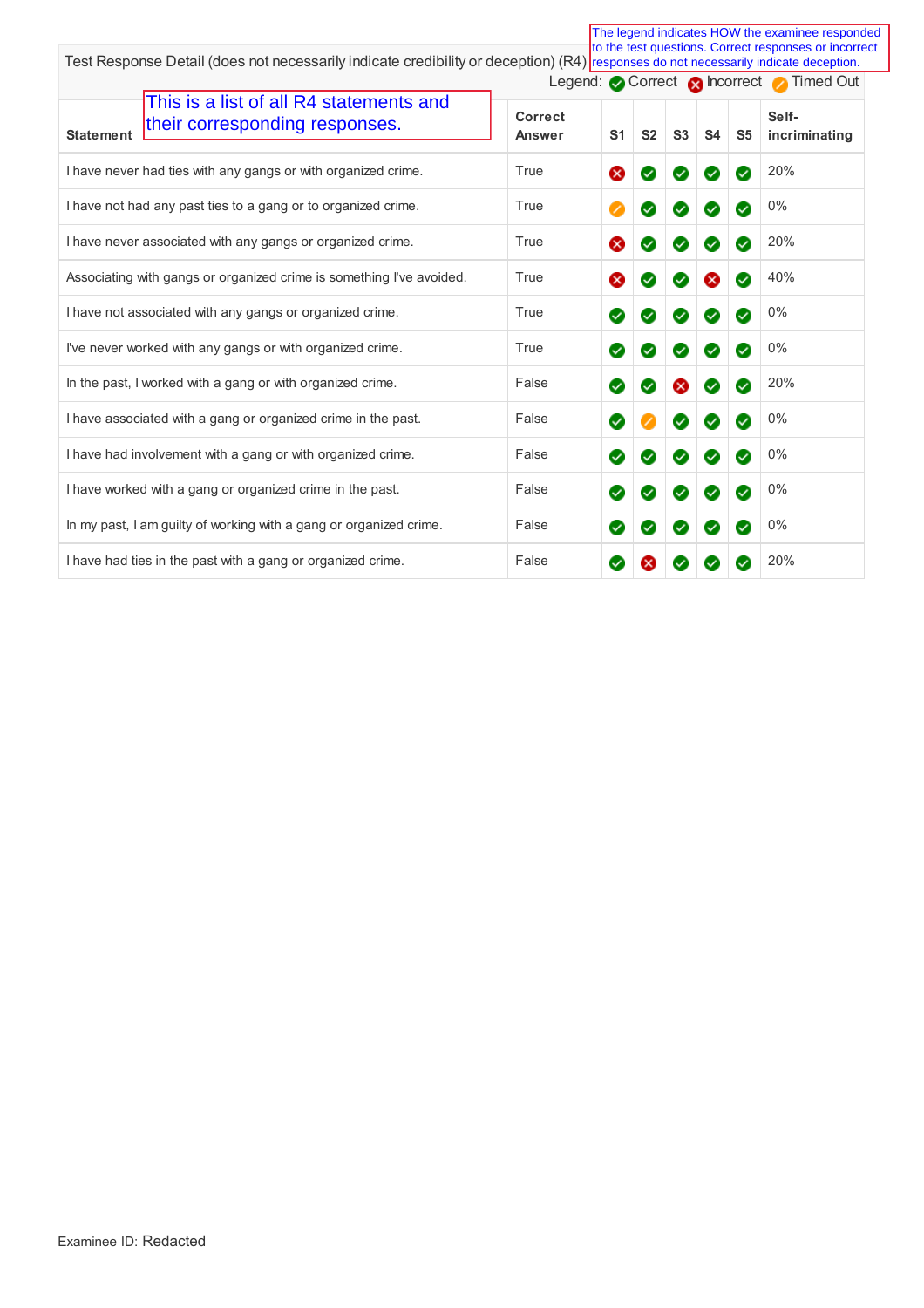Test Response Detail (does not necessarily indicate credibility or deception) (R4)

The legend indicates HOW the examinee responded to the test questions. Correct responses or incorrect responses do not necessarily indicate deception.

Legend: ✅ Correct ❌ Incorrect ⏱ Timed Out

This is a list of all R4 statements and their corresponding responses.

| Statement | Correct Answer | S1 | S2 | S3 | S4 | S5 | Self-incriminating |
|---|---|---|---|---|---|---|---|
| I have never had ties with any gangs or with organized crime. | True | Incorrect | Correct | Correct | Correct | Correct | 20% |
| I have not had any past ties to a gang or to organized crime. | True | Timed Out | Correct | Correct | Correct | Correct | 0% |
| I have never associated with any gangs or organized crime. | True | Incorrect | Correct | Correct | Correct | Correct | 20% |
| Associating with gangs or organized crime is something I've avoided. | True | Incorrect | Correct | Correct | Incorrect | Correct | 40% |
| I have not associated with any gangs or organized crime. | True | Correct | Correct | Correct | Correct | Correct | 0% |
| I've never worked with any gangs or with organized crime. | True | Correct | Correct | Correct | Correct | Correct | 0% |
| In the past, I worked with a gang or with organized crime. | False | Correct | Correct | Incorrect | Correct | Correct | 20% |
| I have associated with a gang or organized crime in the past. | False | Correct | Timed Out | Correct | Correct | Correct | 0% |
| I have had involvement with a gang or with organized crime. | False | Correct | Correct | Correct | Correct | Correct | 0% |
| I have worked with a gang or organized crime in the past. | False | Correct | Correct | Correct | Correct | Correct | 0% |
| In my past, I am guilty of working with a gang or organized crime. | False | Correct | Correct | Correct | Correct | Correct | 0% |
| I have had ties in the past with a gang or organized crime. | False | Correct | Incorrect | Correct | Correct | Correct | 20% |

Examinee ID: Redacted